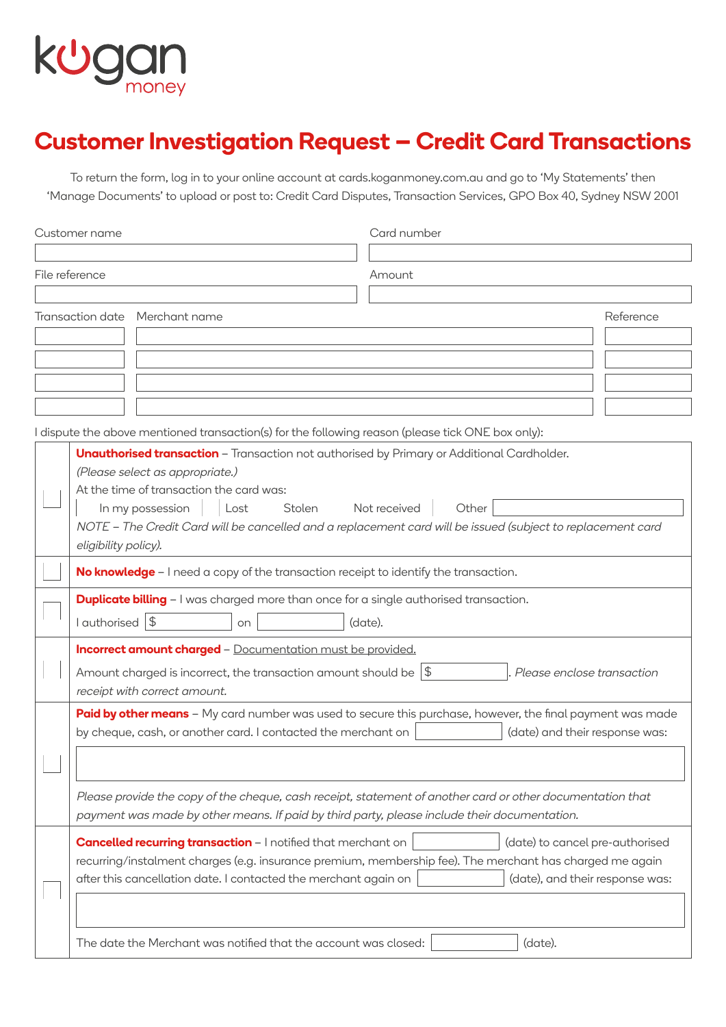kogan money

# Customer Investigation Request – Credit Card Transactions

To return the form, log in to your online account at cards.koganmoney.com.au and go to 'My Statements' then 'Manage Documents' to upload or post to: Credit Card Disputes, Transaction Services, GPO Box 40, Sydney NSW 2001

| Customer name | Card number |
|---|---|
| | |

| File reference | Amount |
|---|---|
| | |

| Transaction date | Merchant name | Reference |
|---|---|---|
| | | |
| | | |
| | | |
| | | |

I dispute the above mentioned transaction(s) for the following reason (please tick ONE box only):

☐ **Unauthorised transaction** – Transaction not authorised by Primary or Additional Cardholder.
*(Please select as appropriate.)*
At the time of transaction the card was:
☐ In my possession ☐ Lost ☐ Stolen ☐ Not received ☐ Other ______
*NOTE – The Credit Card will be cancelled and a replacement card will be issued (subject to replacement card eligibility policy).*

☐ **No knowledge** – I need a copy of the transaction receipt to identify the transaction.

☐ **Duplicate billing** – I was charged more than once for a single authorised transaction.
I authorised $ ______ on ______ (date).

☐ **Incorrect amount charged** – Documentation must be provided.
Amount charged is incorrect, the transaction amount should be $ ______. *Please enclose transaction receipt with correct amount.*

☐ **Paid by other means** – My card number was used to secure this purchase, however, the final payment was made by cheque, cash, or another card. I contacted the merchant on ______ (date) and their response was:

______

*Please provide the copy of the cheque, cash receipt, statement of another card or other documentation that payment was made by other means. If paid by third party, please include their documentation.*

☐ **Cancelled recurring transaction** – I notified that merchant on ______ (date) to cancel pre-authorised recurring/instalment charges (e.g. insurance premium, membership fee). The merchant has charged me again after this cancellation date. I contacted the merchant again on ______ (date), and their response was:

______

The date the Merchant was notified that the account was closed: ______ (date).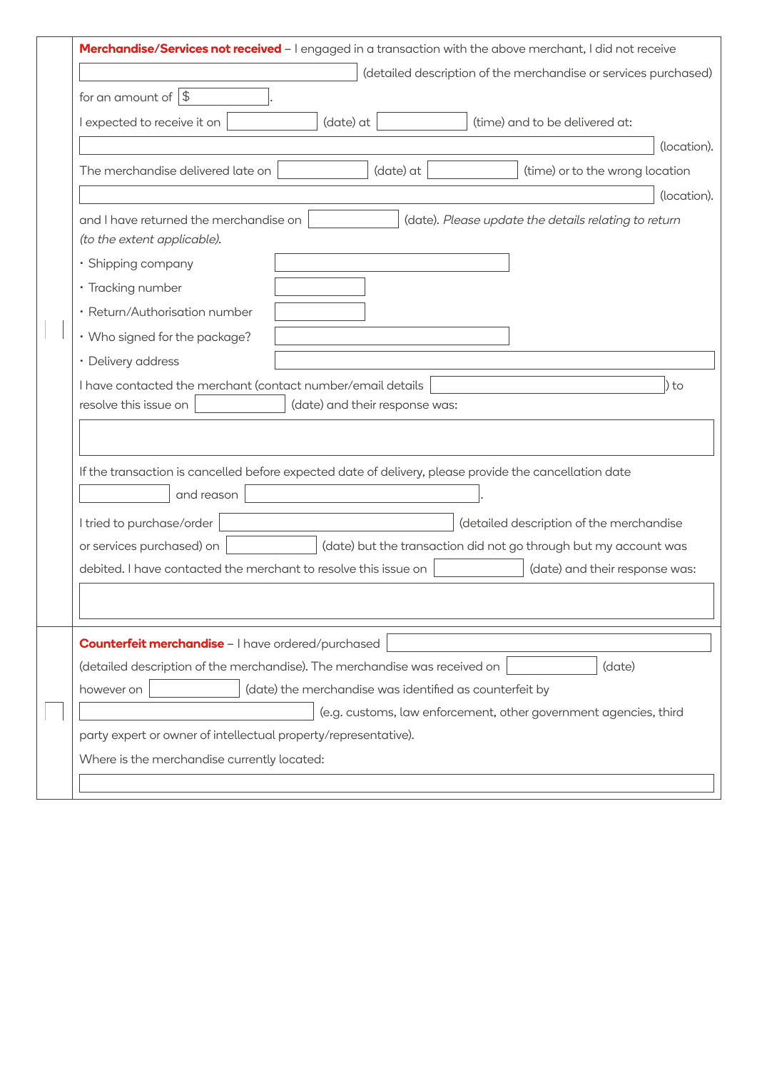☐ **Merchandise/Services not received** – I engaged in a transaction with the above merchant, I did not receive

\_\_\_\_\_\_\_\_\_\_\_\_\_\_\_\_\_\_\_\_ (detailed description of the merchandise or services purchased)

for an amount of $\_\_\_\_\_\_\_\_\_\_.

I expected to receive it on \_\_\_\_\_\_\_\_\_\_ (date) at \_\_\_\_\_\_\_\_\_\_ (time) and to be delivered at:

\_\_\_\_\_\_\_\_\_\_\_\_\_\_\_\_\_\_\_\_\_\_\_\_\_\_\_\_\_\_\_\_\_\_\_\_\_\_\_\_ (location).

The merchandise delivered late on \_\_\_\_\_\_\_\_\_\_ (date) at \_\_\_\_\_\_\_\_\_\_ (time) or to the wrong location

\_\_\_\_\_\_\_\_\_\_\_\_\_\_\_\_\_\_\_\_\_\_\_\_\_\_\_\_\_\_\_\_\_\_\_\_\_\_\_\_ (location).

and I have returned the merchandise on \_\_\_\_\_\_\_\_\_\_ (date). *Please update the details relating to return (to the extent applicable).*

- Shipping company \_\_\_\_\_\_\_\_\_\_
- Tracking number \_\_\_\_\_\_\_\_\_\_
- Return/Authorisation number \_\_\_\_\_\_\_\_\_\_
- Who signed for the package? \_\_\_\_\_\_\_\_\_\_
- Delivery address \_\_\_\_\_\_\_\_\_\_

I have contacted the merchant (contact number/email details \_\_\_\_\_\_\_\_\_\_) to resolve this issue on \_\_\_\_\_\_\_\_\_\_ (date) and their response was:

\_\_\_\_\_\_\_\_\_\_\_\_\_\_\_\_\_\_\_\_\_\_\_\_\_\_\_\_\_\_\_\_\_\_\_\_\_\_\_\_

If the transaction is cancelled before expected date of delivery, please provide the cancellation date

\_\_\_\_\_\_\_\_\_\_ and reason \_\_\_\_\_\_\_\_\_\_\_\_\_\_\_\_\_\_\_\_.

I tried to purchase/order \_\_\_\_\_\_\_\_\_\_\_\_\_\_\_\_\_\_\_\_ (detailed description of the merchandise or services purchased) on \_\_\_\_\_\_\_\_\_\_ (date) but the transaction did not go through but my account was debited. I have contacted the merchant to resolve this issue on \_\_\_\_\_\_\_\_\_\_ (date) and their response was:

\_\_\_\_\_\_\_\_\_\_\_\_\_\_\_\_\_\_\_\_\_\_\_\_\_\_\_\_\_\_\_\_\_\_\_\_\_\_\_\_

☐ **Counterfeit merchandise** – I have ordered/purchased \_\_\_\_\_\_\_\_\_\_\_\_\_\_\_\_\_\_\_\_ (detailed description of the merchandise). The merchandise was received on \_\_\_\_\_\_\_\_\_\_ (date) however on \_\_\_\_\_\_\_\_\_\_ (date) the merchandise was identified as counterfeit by

\_\_\_\_\_\_\_\_\_\_\_\_\_\_\_\_\_\_\_\_ (e.g. customs, law enforcement, other government agencies, third party expert or owner of intellectual property/representative).

Where is the merchandise currently located:

\_\_\_\_\_\_\_\_\_\_\_\_\_\_\_\_\_\_\_\_\_\_\_\_\_\_\_\_\_\_\_\_\_\_\_\_\_\_\_\_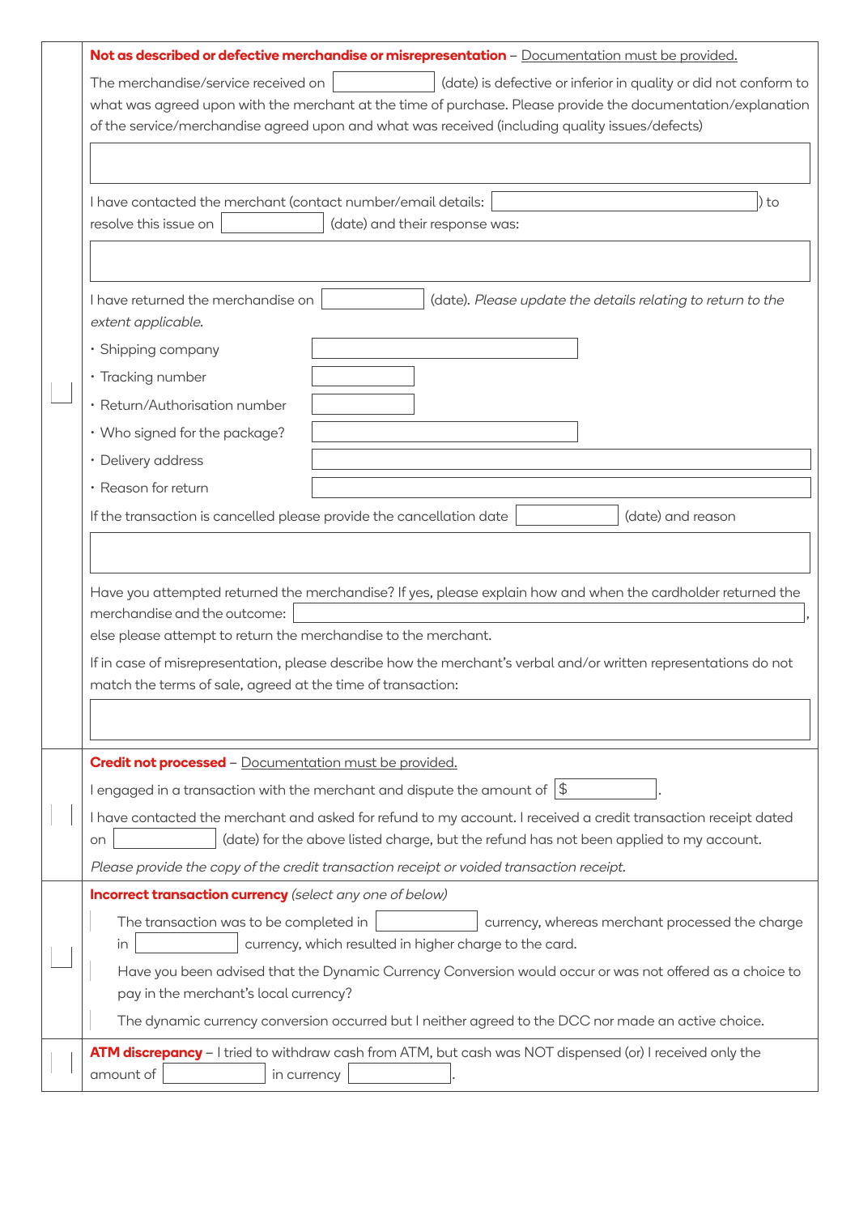**Not as described or defective merchandise or misrepresentation** – Documentation must be provided.

The merchandise/service received on ______ (date) is defective or inferior in quality or did not conform to what was agreed upon with the merchant at the time of purchase. Please provide the documentation/explanation of the service/merchandise agreed upon and what was received (including quality issues/defects)

I have contacted the merchant (contact number/email details: ______) to resolve this issue on ______ (date) and their response was:

I have returned the merchandise on ______ (date). *Please update the details relating to return to the extent applicable.*

- Shipping company
- Tracking number
- Return/Authorisation number
- Who signed for the package?
- Delivery address
- Reason for return

If the transaction is cancelled please provide the cancellation date ______ (date) and reason

Have you attempted returned the merchandise? If yes, please explain how and when the cardholder returned the merchandise and the outcome: ______, else please attempt to return the merchandise to the merchant.

If in case of misrepresentation, please describe how the merchant's verbal and/or written representations do not match the terms of sale, agreed at the time of transaction:

**Credit not processed** – Documentation must be provided.

I engaged in a transaction with the merchant and dispute the amount of $ ______.

I have contacted the merchant and asked for refund to my account. I received a credit transaction receipt dated on ______ (date) for the above listed charge, but the refund has not been applied to my account.

*Please provide the copy of the credit transaction receipt or voided transaction receipt.*

**Incorrect transaction currency** *(select any one of below)*

- The transaction was to be completed in ______ currency, whereas merchant processed the charge in ______ currency, which resulted in higher charge to the card.
- Have you been advised that the Dynamic Currency Conversion would occur or was not offered as a choice to pay in the merchant's local currency?
- The dynamic currency conversion occurred but I neither agreed to the DCC nor made an active choice.

**ATM discrepancy** – I tried to withdraw cash from ATM, but cash was NOT dispensed (or) I received only the amount of ______ in currency ______.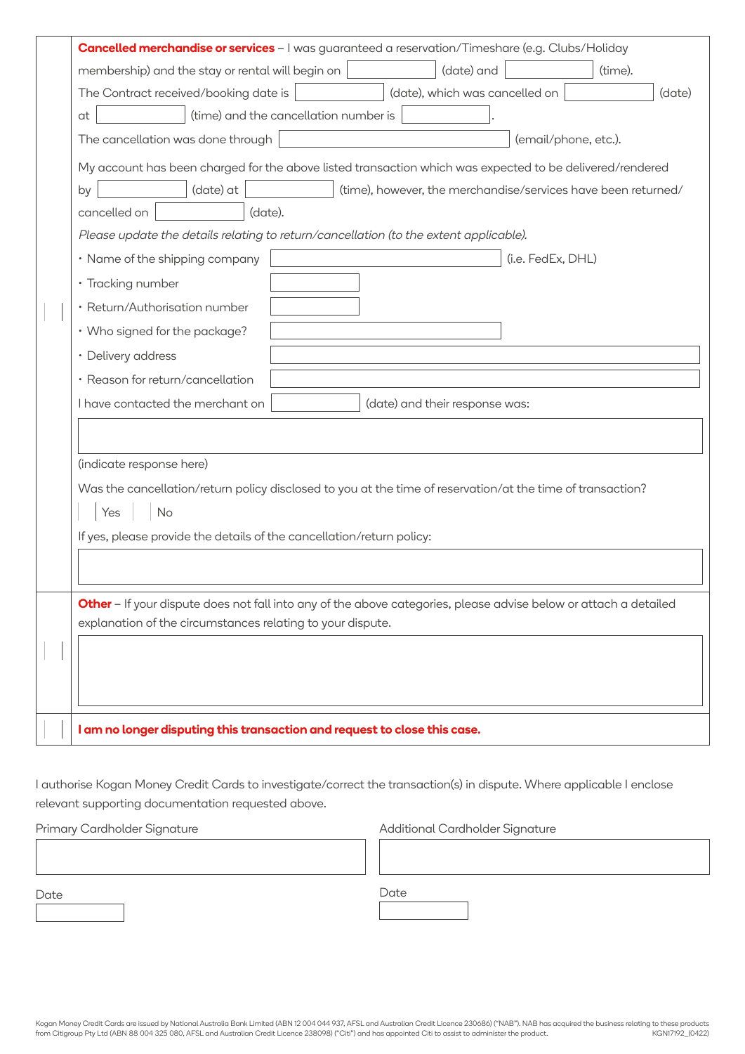**Cancelled merchandise or services** – I was guaranteed a reservation/Timeshare (e.g. Clubs/Holiday membership) and the stay or rental will begin on ______ (date) and ______ (time).

The Contract received/booking date is ______ (date), which was cancelled on ______ (date) at ______ (time) and the cancellation number is ______.

The cancellation was done through ______ (email/phone, etc.).

My account has been charged for the above listed transaction which was expected to be delivered/rendered by ______ (date) at ______ (time), however, the merchandise/services have been returned/cancelled on ______ (date).

*Please update the details relating to return/cancellation (to the extent applicable).*

- Name of the shipping company ______ (i.e. FedEx, DHL)
- Tracking number ______
- Return/Authorisation number ______
- Who signed for the package? ______
- Delivery address ______
- Reason for return/cancellation ______

I have contacted the merchant on ______ (date) and their response was:

______

(indicate response here)

Was the cancellation/return policy disclosed to you at the time of reservation/at the time of transaction?

☐ Yes ☐ No

If yes, please provide the details of the cancellation/return policy:

______

**Other** – If your dispute does not fall into any of the above categories, please advise below or attach a detailed explanation of the circumstances relating to your dispute.

______

☐ **I am no longer disputing this transaction and request to close this case.**

I authorise Kogan Money Credit Cards to investigate/correct the transaction(s) in dispute. Where applicable I enclose relevant supporting documentation requested above.

Primary Cardholder Signature ______

Date ______

Additional Cardholder Signature ______

Date ______

Kogan Money Credit Cards are issued by National Australia Bank Limited (ABN 12 004 044 937, AFSL and Australian Credit Licence 230686) ("NAB"). NAB has acquired the business relating to these products from Citigroup Pty Ltd (ABN 88 004 325 080, AFSL and Australian Credit Licence 238098) ("Citi") and has appointed Citi to assist to administer the product. KGN17192_(0422)